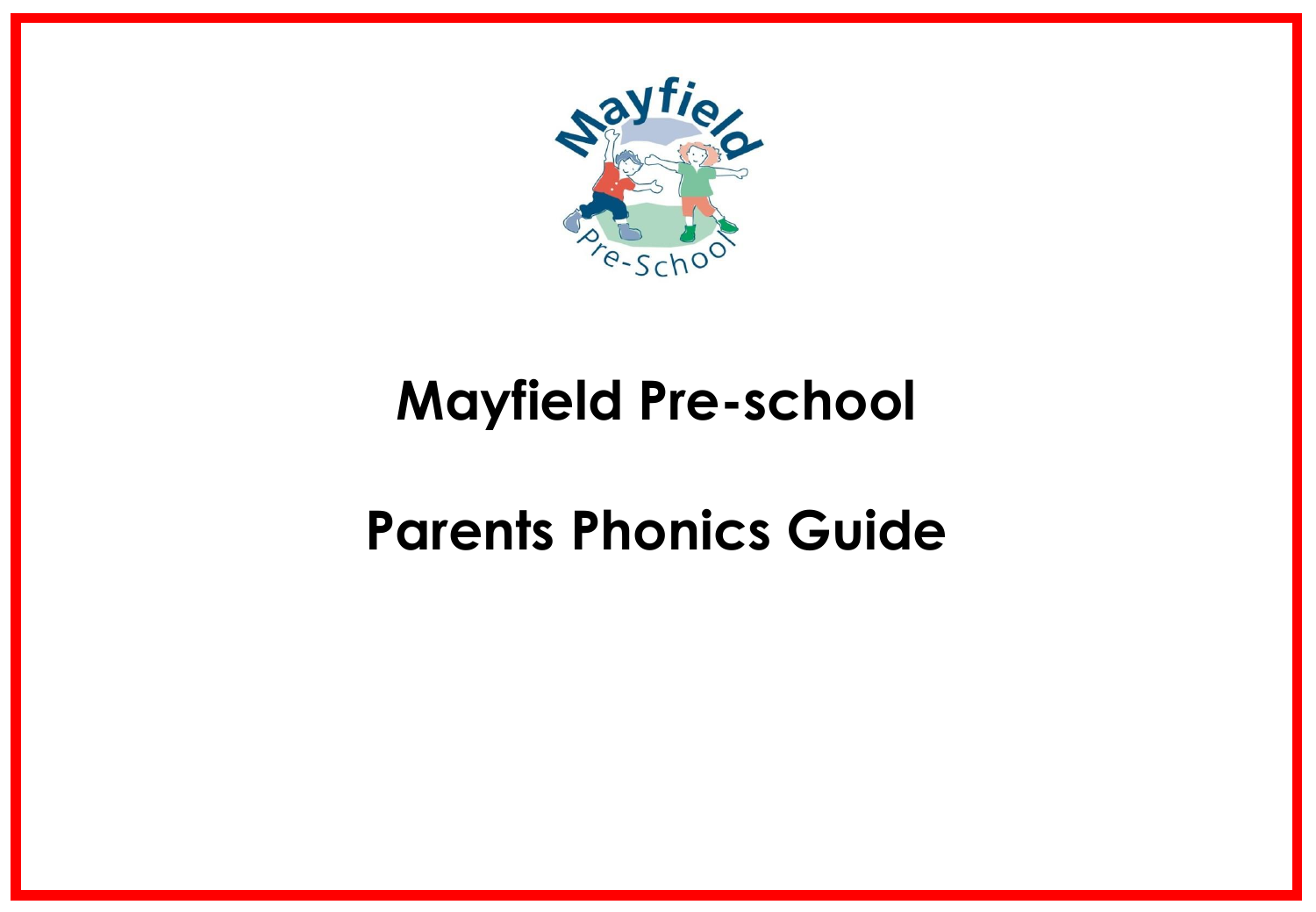# Mayfield Pre-school

# Parents Phonics Guide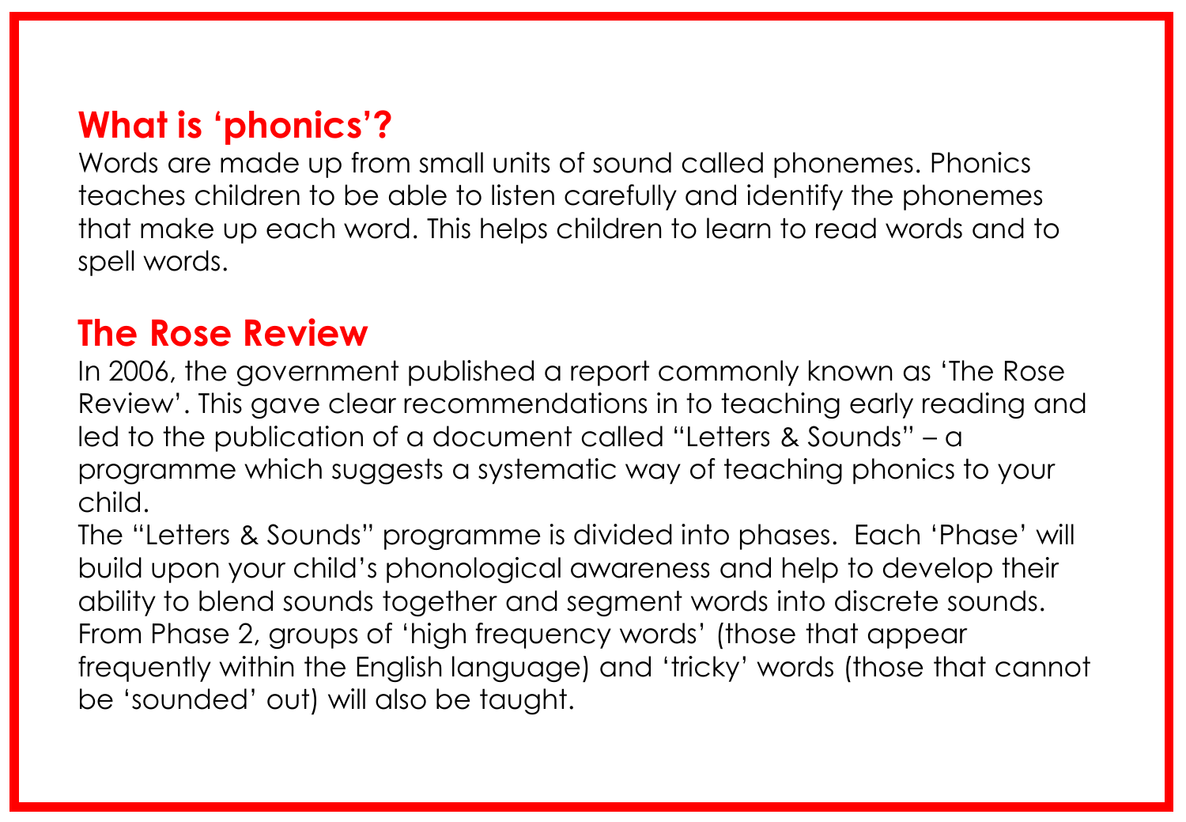## What is ‘phonics’?

Words are made up from small units of sound called phonemes. Phonics teaches children to be able to listen carefully and identify the phonemes that make up each word. This helps children to learn to read words and to spell words.

## The Rose Review

In 2006, the government published a report commonly known as ‘The Rose Review’. This gave clear recommendations in to teaching early reading and led to the publication of a document called “Letters & Sounds” – a programme which suggests a systematic way of teaching phonics to your child.

The “Letters & Sounds” programme is divided into phases. Each ‘Phase’ will build upon your child’s phonological awareness and help to develop their ability to blend sounds together and segment words into discrete sounds. From Phase 2, groups of ‘high frequency words’ (those that appear frequently within the English language) and ‘tricky’ words (those that cannot be ‘sounded’ out) will also be taught.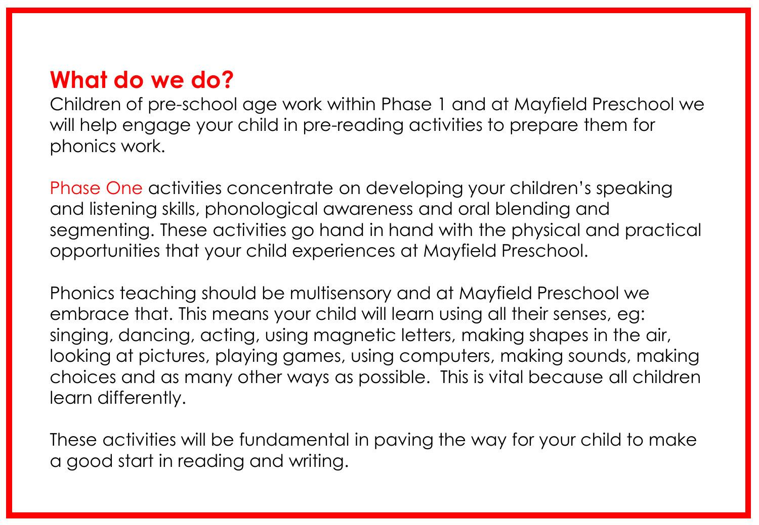## What do we do?

Children of pre-school age work within Phase 1 and at Mayfield Preschool we will help engage your child in pre-reading activities to prepare them for phonics work.

Phase One activities concentrate on developing your children's speaking and listening skills, phonological awareness and oral blending and segmenting. These activities go hand in hand with the physical and practical opportunities that your child experiences at Mayfield Preschool.

Phonics teaching should be multisensory and at Mayfield Preschool we embrace that. This means your child will learn using all their senses, eg: singing, dancing, acting, using magnetic letters, making shapes in the air, looking at pictures, playing games, using computers, making sounds, making choices and as many other ways as possible. This is vital because all children learn differently.

These activities will be fundamental in paving the way for your child to make a good start in reading and writing.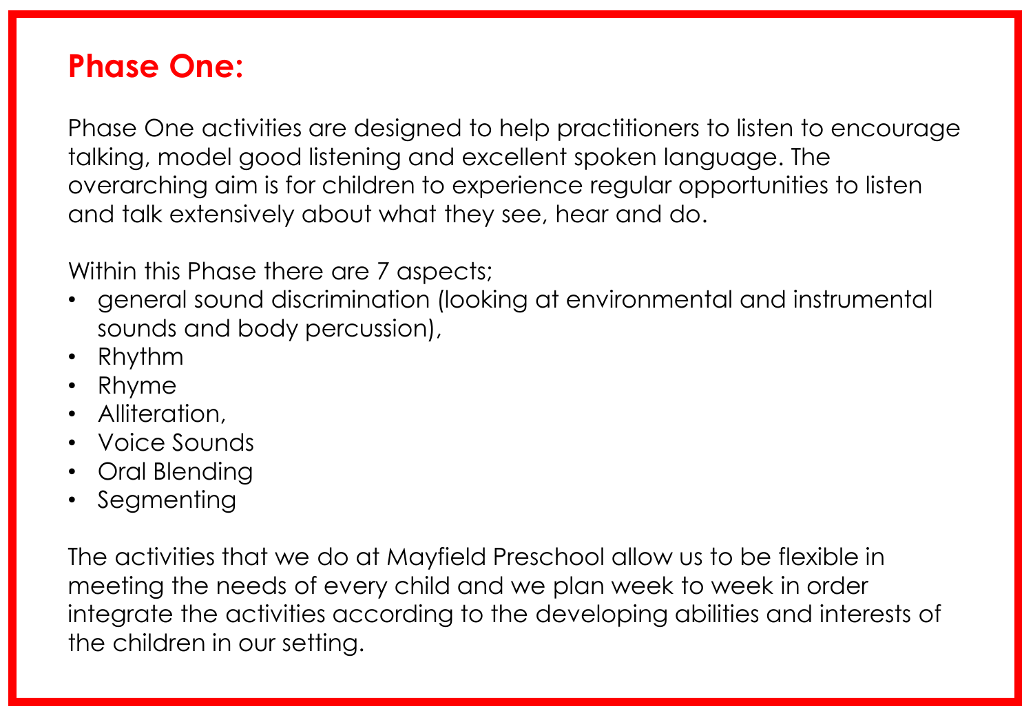## Phase One:

Phase One activities are designed to help practitioners to listen to encourage talking, model good listening and excellent spoken language. The overarching aim is for children to experience regular opportunities to listen and talk extensively about what they see, hear and do.

Within this Phase there are 7 aspects;

- general sound discrimination (looking at environmental and instrumental sounds and body percussion),
- Rhythm
- Rhyme
- Alliteration,
- Voice Sounds
- Oral Blending
- Segmenting

The activities that we do at Mayfield Preschool allow us to be flexible in meeting the needs of every child and we plan week to week in order integrate the activities according to the developing abilities and interests of the children in our setting.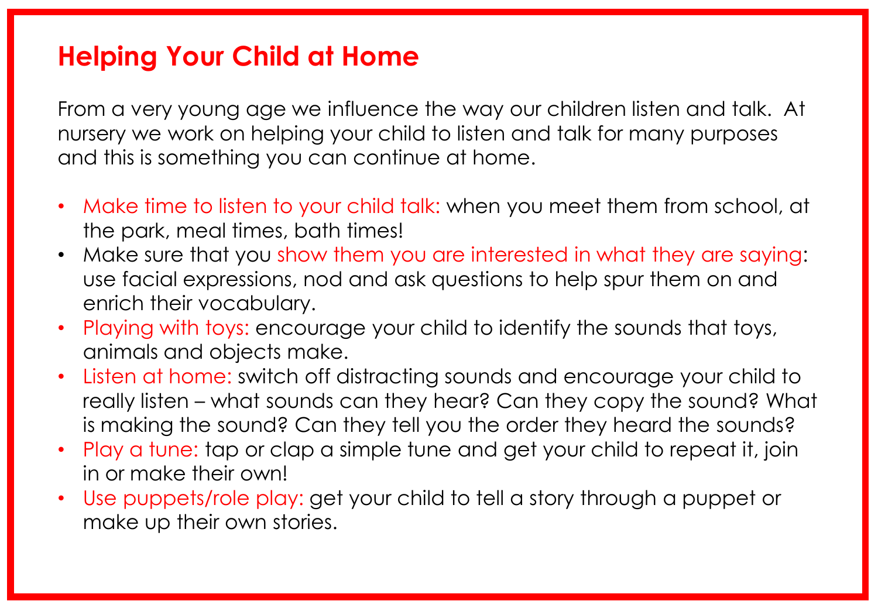## Helping Your Child at Home

From a very young age we influence the way our children listen and talk. At nursery we work on helping your child to listen and talk for many purposes and this is something you can continue at home.

- Make time to listen to your child talk: when you meet them from school, at the park, meal times, bath times!
- Make sure that you show them you are interested in what they are saying: use facial expressions, nod and ask questions to help spur them on and enrich their vocabulary.
- Playing with toys: encourage your child to identify the sounds that toys, animals and objects make.
- Listen at home: switch off distracting sounds and encourage your child to really listen – what sounds can they hear? Can they copy the sound? What is making the sound? Can they tell you the order they heard the sounds?
- Play a tune: tap or clap a simple tune and get your child to repeat it, join in or make their own!
- Use puppets/role play: get your child to tell a story through a puppet or make up their own stories.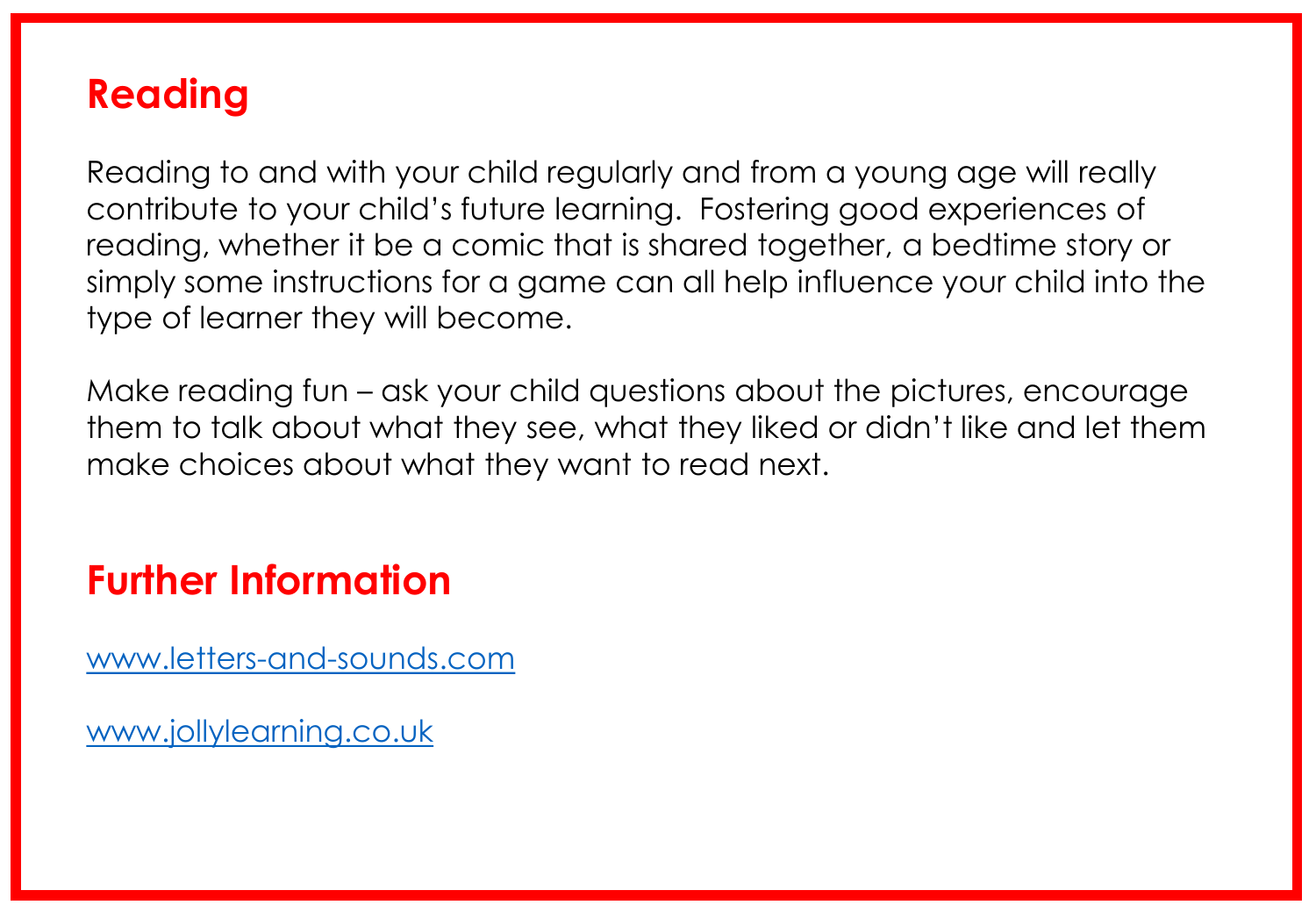## Reading

Reading to and with your child regularly and from a young age will really contribute to your child's future learning. Fostering good experiences of reading, whether it be a comic that is shared together, a bedtime story or simply some instructions for a game can all help influence your child into the type of learner they will become.

Make reading fun – ask your child questions about the pictures, encourage them to talk about what they see, what they liked or didn't like and let them make choices about what they want to read next.

## Further Information

www.letters-and-sounds.com

www.jollylearning.co.uk